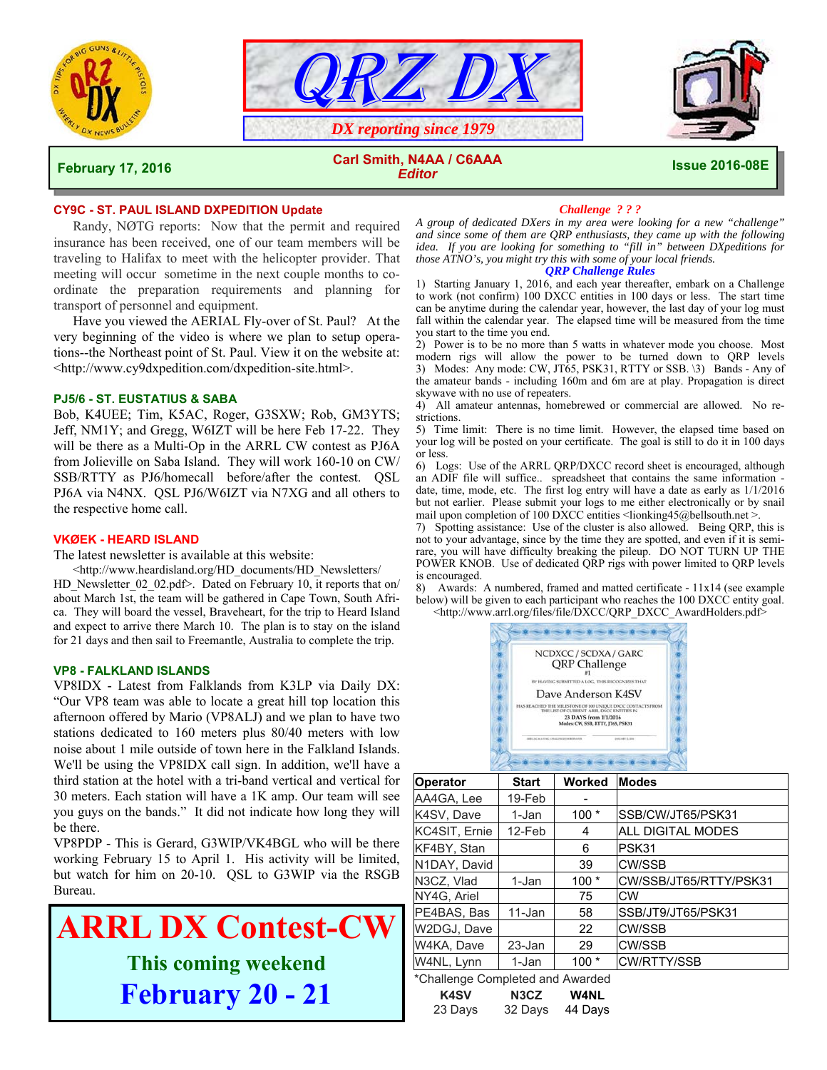# QRZ DX

*DX reporting since 1979*

**February 17, 2016** — **Carl Smith, N4AA / C6AAA** *Editor* — **Issue 2016-08E**

## CY9C - ST. PAUL ISLAND DXPEDITION Update

Randy, NØTG reports: Now that the permit and required insurance has been received, one of our team members will be traveling to Halifax to meet with the helicopter provider. That meeting will occur sometime in the next couple months to coordinate the preparation requirements and planning for transport of personnel and equipment.

Have you viewed the AERIAL Fly-over of St. Paul? At the very beginning of the video is where we plan to setup operations--the Northeast point of St. Paul. View it on the website at: <http://www.cy9dxpedition.com/dxpedition-site.html>.

## PJ5/6 - ST. EUSTATIUS & SABA

Bob, K4UEE; Tim, K5AC, Roger, G3SXW; Rob, GM3YTS; Jeff, NM1Y; and Gregg, W6IZT will be here Feb 17-22. They will be there as a Multi-Op in the ARRL CW contest as PJ6A from Jolieville on Saba Island. They will work 160-10 on CW/SSB/RTTY as PJ6/homecall before/after the contest. QSL PJ6A via N4NX. QSL PJ6/W6IZT via N7XG and all others to the respective home call.

## VKØEK - HEARD ISLAND

The latest newsletter is available at this website:

<http://www.heardisland.org/HD_documents/HD_Newsletters/HD_Newsletter_02_02.pdf>. Dated on February 10, it reports that on/about March 1st, the team will be gathered in Cape Town, South Africa. They will board the vessel, Braveheart, for the trip to Heard Island and expect to arrive there March 10. The plan is to stay on the island for 21 days and then sail to Freemantle, Australia to complete the trip.

## VP8 - FALKLAND ISLANDS

VP8IDX - Latest from Falklands from K3LP via Daily DX: "Our VP8 team was able to locate a great hill top location this afternoon offered by Mario (VP8ALJ) and we plan to have two stations dedicated to 160 meters plus 80/40 meters with low noise about 1 mile outside of town here in the Falkland Islands. We'll be using the VP8IDX call sign. In addition, we'll have a third station at the hotel with a tri-band vertical and vertical for 30 meters. Each station will have a 1K amp. Our team will see you guys on the bands." It did not indicate how long they will be there.

VP8PDP - This is Gerard, G3WIP/VK4BGL who will be there working February 15 to April 1. His activity will be limited, but watch for him on 20-10. QSL to G3WIP via the RSGB Bureau.

# ARRL DX Contest-CW

**This coming weekend**

**February 20 - 21**

## *Challenge ? ? ?*

*A group of dedicated DXers in my area were looking for a new "challenge" and since some of them are QRP enthusiasts, they came up with the following idea. If you are looking for something to "fill in" between DXpeditions for those ATNO's, you might try this with some of your local friends.*

### *QRP Challenge Rules*

1) Starting January 1, 2016, and each year thereafter, embark on a Challenge to work (not confirm) 100 DXCC entities in 100 days or less. The start time can be anytime during the calendar year, however, the last day of your log must fall within the calendar year. The elapsed time will be measured from the time you start to the time you end.

2) Power is to be no more than 5 watts in whatever mode you choose. Most modern rigs will allow the power to be turned down to QRP levels

3) Modes: Any mode: CW, JT65, PSK31, RTTY or SSB. \3) Bands - Any of the amateur bands - including 160m and 6m are at play. Propagation is direct skywave with no use of repeaters.

4) All amateur antennas, homebrewed or commercial are allowed. No restrictions.

5) Time limit: There is no time limit. However, the elapsed time based on your log will be posted on your certificate. The goal is still to do it in 100 days or less.

6) Logs: Use of the ARRL QRP/DXCC record sheet is encouraged, although an ADIF file will suffice.. spreadsheet that contains the same information - date, time, mode, etc. The first log entry will have a date as early as 1/1/2016 but not earlier. Please submit your logs to me either electronically or by snail mail upon completion of 100 DXCC entities <lionking45@bellsouth.net >.

7) Spotting assistance: Use of the cluster is also allowed. Being QRP, this is not to your advantage, since by the time they are spotted, and even if it is semi-rare, you will have difficulty breaking the pileup. DO NOT TURN UP THE POWER KNOB. Use of dedicated QRP rigs with power limited to QRP levels is encouraged.

8) Awards: A numbered, framed and matted certificate - 11x14 (see example below) will be given to each participant who reaches the 100 DXCC entity goal.

<http://www.arrl.org/files/file/DXCC/QRP_DXCC_AwardHolders.pdf>

NCDXCC / SCDXA / GARC
QRP Challenge
#1
BY HAVING SUBMITTED A LOG, THIS RECOGNIZES THAT
Dave Anderson K4SV
HAS REACHED THE MILESTONE OF 100 UNIQUE DXCC CONTACTS FROM THE LIST OF CURRENT ARRL DXCC ENTITIES IN
23 DAYS from 1/1/2016
Modes: CW, SSB, RTTY, JT65, PSK31

| Operator | Start | Worked | Modes |
|---|---|---|---|
| AA4GA, Lee | 19-Feb | - | |
| K4SV, Dave | 1-Jan | 100 * | SSB/CW/JT65/PSK31 |
| KC4SIT, Ernie | 12-Feb | 4 | ALL DIGITAL MODES |
| KF4BY, Stan | | 6 | PSK31 |
| N1DAY, David | | 39 | CW/SSB |
| N3CZ, Vlad | 1-Jan | 100 * | CW/SSB/JT65/RTTY/PSK31 |
| NY4G, Ariel | | 75 | CW |
| PE4BAS, Bas | 11-Jan | 58 | SSB/JT9/JT65/PSK31 |
| W2DGJ, Dave | | 22 | CW/SSB |
| W4KA, Dave | 23-Jan | 29 | CW/SSB |
| W4NL, Lynn | 1-Jan | 100 * | CW/RTTY/SSB |

*Challenge Completed and Awarded

| K4SV | N3CZ | W4NL |
|---|---|---|
| 23 Days | 32 Days | 44 Days |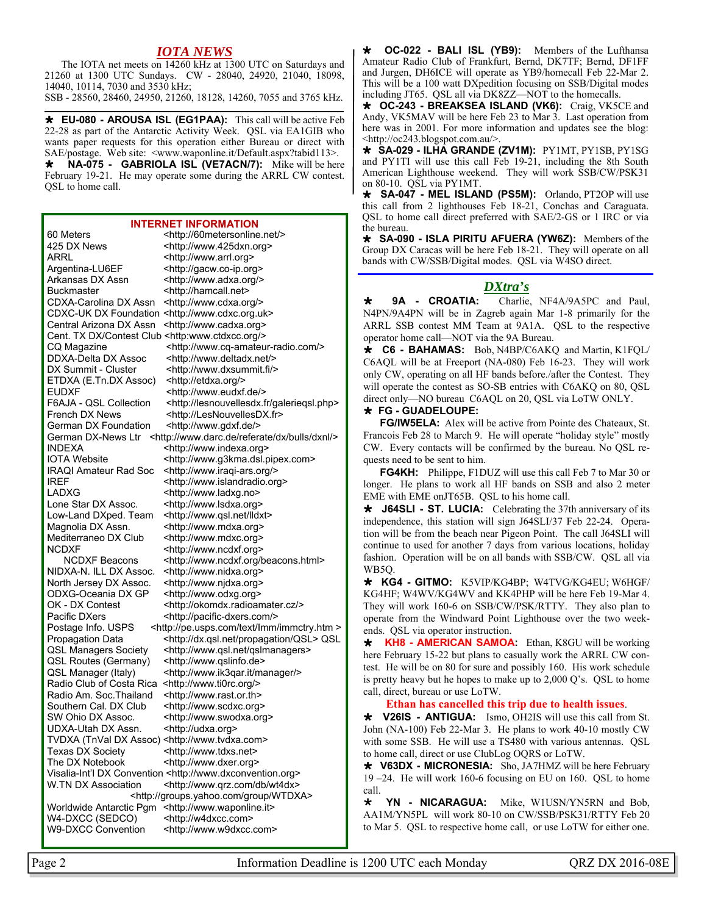## *IOTA NEWS*

The IOTA net meets on 14260 kHz at 1300 UTC on Saturdays and 21260 at 1300 UTC Sundays. CW - 28040, 24920, 21040, 18098, 14040, 10114, 7030 and 3530 kHz;
SSB - 28560, 28460, 24950, 21260, 18128, 14260, 7055 and 3765 kHz.

★ **EU-080 - AROUSA ISL (EG1PAA):** This call will be active Feb 22-28 as part of the Antarctic Activity Week. QSL via EA1GIB who wants paper requests for this operation either Bureau or direct with SAE/postage. Web site: <www.waponline.it/Default.aspx?tabid113>.

★ **NA-075 - GABRIOLA ISL (VE7ACN/7):** Mike will be here February 19-21. He may operate some during the ARRL CW contest. QSL to home call.

### INTERNET INFORMATION

| | |
|---|---|
| 60 Meters | <http://60metersonline.net/> |
| 425 DX News | <http://www.425dxn.org> |
| ARRL | <http://www.arrl.org> |
| Argentina-LU6EF | <http://gacw.co-ip.org> |
| Arkansas DX Assn | <http://www.adxa.org/> |
| Buckmaster | <http://hamcall.net> |
| CDXA-Carolina DX Assn | <http://www.cdxa.org/> |
| CDXC-UK DX Foundation | <http://www.cdxc.org.uk> |
| Central Arizona DX Assn | <http://www.cadxa.org> |
| Cent. TX DX/Contest Club | <http:www.ctdxcc.org/> |
| CQ Magazine | <http://www.cq-amateur-radio.com/> |
| DDXA-Delta DX Assoc | <http://www.deltadx.net/> |
| DX Summit - Cluster | <http://www.dxsummit.fi/> |
| ETDXA (E.Tn.DX Assoc) | <http://etdxa.org/> |
| EUDXF | <http://www.eudxf.de/> |
| F6AJA - QSL Collection | <http://lesnouvellesdx.fr/galerieqsl.php> |
| French DX News | <http://LesNouvellesDX.fr> |
| German DX Foundation | <http://www.gdxf.de/> |
| German DX-News Ltr | <http://www.darc.de/referate/dx/bulls/dxnl/> |
| INDEXA | <http://www.indexa.org> |
| IOTA Website | <http://www.g3kma.dsl.pipex.com> |
| IRAQI Amateur Rad Soc | <http://www.iraqi-ars.org/> |
| IREF | <http://www.islandradio.org> |
| LADXG | <http://www.ladxg.no> |
| Lone Star DX Assoc. | <http://www.lsdxa.org> |
| Low-Land DXped. Team | <http://www.qsl.net/lldxt> |
| Magnolia DX Assn. | <http://www.mdxa.org> |
| Mediterraneo DX Club | <http://www.mdxc.org> |
| NCDXF | <http://www.ncdxf.org> |
| NCDXF Beacons | <http://www.ncdxf.org/beacons.html> |
| NIDXA-N. ILL DX Assoc. | <http://www.nidxa.org> |
| North Jersey DX Assoc. | <http://www.njdxa.org> |
| ODXG-Oceania DX GP | <http://www.odxg.org> |
| OK - DX Contest | <http://okomdx.radioamater.cz/> |
| Pacific DXers | <http://pacific-dxers.com/> |
| Postage Info. USPS | <http://pe.usps.com/text/Imm/immctry.htm > |
| Propagation Data | <http://dx.qsl.net/propagation/QSL> QSL |
| QSL Managers Society | <http://www.qsl.net/qslmanagers> |
| QSL Routes (Germany) | <http://www.qslinfo.de> |
| QSL Manager (Italy) | <http://www.ik3qar.it/manager/> |
| Radio Club of Costa Rica | <http://www.ti0rc.org/> |
| Radio Am. Soc.Thailand | <http://www.rast.or.th> |
| Southern Cal. DX Club | <http://www.scdxc.org> |
| SW Ohio DX Assoc. | <http://www.swodxa.org> |
| UDXA-Utah DX Assn. | <http://udxa.org> |
| TVDXA (TnVal DX Assoc) | <http://www.tvdxa.com> |
| Texas DX Society | <http://www.tdxs.net> |
| The DX Notebook | <http://www.dxer.org> |
| Visalia-Int'l DX Convention | <http://www.dxconvention.org> |
| W.TN DX Association | <http://www.qrz.com/db/wt4dx> <http://groups.yahoo.com/group/WTDXA> |
| Worldwide Antarctic Pgm | <http://www.waponline.it> |
| W4-DXCC (SEDCO) | <http://w4dxcc.com> |
| W9-DXCC Convention | <http://www.w9dxcc.com> |

★ **OC-022 - BALI ISL (YB9):** Members of the Lufthansa Amateur Radio Club of Frankfurt, Bernd, DK7TF; Bernd, DF1FF and Jurgen, DH6ICE will operate as YB9/homecall Feb 22-Mar 2. This will be a 100 watt DXpedition focusing on SSB/Digital modes including JT65. QSL all via DK8ZZ—NOT to the homecalls.

★ **OC-243 - BREAKSEA ISLAND (VK6):** Craig, VK5CE and Andy, VK5MAV will be here Feb 23 to Mar 3. Last operation from here was in 2001. For more information and updates see the blog: <http://oc243.blogspot.com.au/>.

★ **SA-029 - ILHA GRANDE (ZV1M):** PY1MT, PY1SB, PY1SG and PY1TI will use this call Feb 19-21, including the 8th South American Lighthouse weekend. They will work SSB/CW/PSK31 on 80-10. QSL via PY1MT.

★ **SA-047 - MEL ISLAND (PS5M):** Orlando, PT2OP will use this call from 2 lighthouses Feb 18-21, Conchas and Caraguata. QSL to home call direct preferred with SAE/2-GS or 1 IRC or via the bureau.

★ **SA-090 - ISLA PIRITU AFUERA (YW6Z):** Members of the Group DX Caracas will be here Feb 18-21. They will operate on all bands with CW/SSB/Digital modes. QSL via W4SO direct.

## *DXtra's*

★ **9A - CROATIA:** Charlie, NF4A/9A5PC and Paul, N4PN/9A4PN will be in Zagreb again Mar 1-8 primarily for the ARRL SSB contest MM Team at 9A1A. QSL to the respective operator home call—NOT via the 9A Bureau.

★ **C6 - BAHAMAS:** Bob, N4BP/C6AKQ and Martin, K1FQL/C6AQL will be at Freeport (NA-080) Feb 16-23. They will work only CW, operating on all HF bands before./after the Contest. They will operate the contest as SO-SB entries with C6AKQ on 80, QSL direct only—NO bureau C6AQL on 20, QSL via LoTW ONLY.

★ **FG - GUADELOUPE:**

**FG/IW5ELA:** Alex will be active from Pointe des Chateaux, St. Francois Feb 28 to March 9. He will operate "holiday style" mostly CW. Every contacts will be confirmed by the bureau. No QSL requests need to be sent to him.

**FG4KH:** Philippe, F1DUZ will use this call Feb 7 to Mar 30 or longer. He plans to work all HF bands on SSB and also 2 meter EME with EME onJT65B. QSL to his home call.

★ **J64SLI - ST. LUCIA:** Celebrating the 37th anniversary of its independence, this station will sign J64SLI/37 Feb 22-24. Operation will be from the beach near Pigeon Point. The call J64SLI will continue to used for another 7 days from various locations, holiday fashion. Operation will be on all bands with SSB/CW. QSL all via WB5Q.

★ **KG4 - GITMO:** K5VIP/KG4BP; W4TVG/KG4EU; W6HGF/KG4HF; W4WV/KG4WV and KK4PHP will be here Feb 19-Mar 4. They will work 160-6 on SSB/CW/PSK/RTTY. They also plan to operate from the Windward Point Lighthouse over the two weekends. QSL via operator instruction.

★ **KH8 - AMERICAN SAMOA:** Ethan, K8GU will be working here February 15-22 but plans to casually work the ARRL CW contest. He will be on 80 for sure and possibly 160. His work schedule is pretty heavy but he hopes to make up to 2,000 Q's. QSL to home call, direct, bureau or use LoTW.

**Ethan has cancelled this trip due to health issues.**

★ **V26IS - ANTIGUA:** Ismo, OH2IS will use this call from St. John (NA-100) Feb 22-Mar 3. He plans to work 40-10 mostly CW with some SSB. He will use a TS480 with various antennas. QSL to home call, direct or use ClubLog OQRS or LoTW.

★ **V63DX - MICRONESIA:** Sho, JA7HMZ will be here February 19 –24. He will work 160-6 focusing on EU on 160. QSL to home call.

★ **YN - NICARAGUA:** Mike, W1USN/YN5RN and Bob, AA1M/YN5PL will work 80-10 on CW/SSB/PSK31/RTTY Feb 20 to Mar 5. QSL to respective home call, or use LoTW for either one.

Information Deadline is 1200 UTC each Monday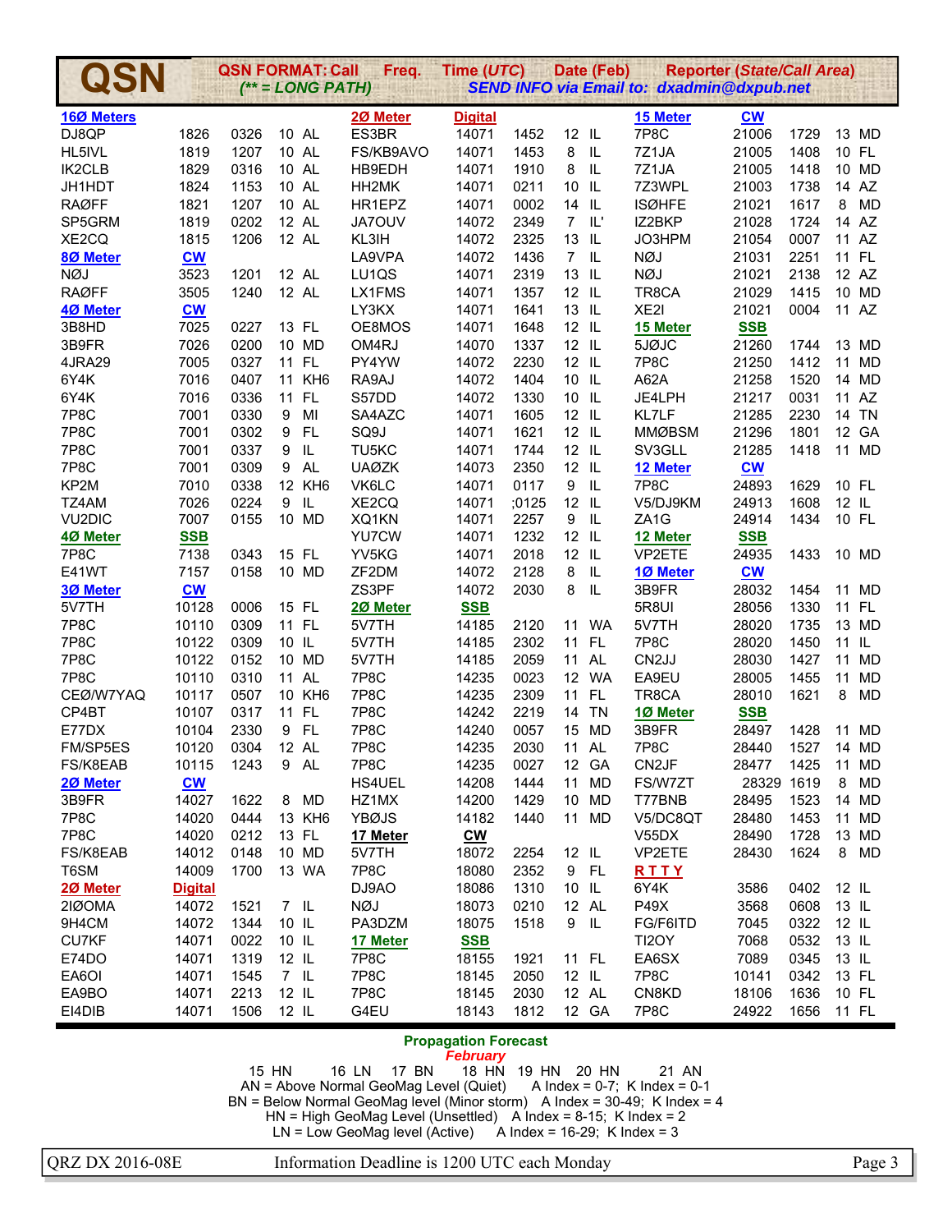# QSN

**QSN FORMAT: Call Freq. Time (UTC) Date (Feb) Reporter (State/Call Area)**
*(** = LONG PATH)*
*SEND INFO via Email to: dxadmin@dxpub.net*

### 16Ø Meters

| Call | Freq. | Time | Date | Reporter |
|---|---|---|---|---|
| DJ8QP | 1826 | 0326 | 10 | AL |
| HL5IVL | 1819 | 1207 | 10 | AL |
| IK2CLB | 1829 | 0316 | 10 | AL |
| JH1HDT | 1824 | 1153 | 10 | AL |
| RAØFF | 1821 | 1207 | 10 | AL |
| SP5GRM | 1819 | 0202 | 12 | AL |
| XE2CQ | 1815 | 1206 | 12 | AL |

### 8Ø Meter CW

| Call | Freq. | Time | Date | Reporter |
|---|---|---|---|---|
| NØJ | 3523 | 1201 | 12 | AL |
| RAØFF | 3505 | 1240 | 12 | AL |

### 4Ø Meter CW

| Call | Freq. | Time | Date | Reporter |
|---|---|---|---|---|
| 3B8HD | 7025 | 0227 | 13 | FL |
| 3B9FR | 7026 | 0200 | 10 | MD |
| 4JRA29 | 7005 | 0327 | 11 | FL |
| 6Y4K | 7016 | 0407 | 11 | KH6 |
| 6Y4K | 7016 | 0336 | 11 | FL |
| 7P8C | 7001 | 0330 | 9 | MI |
| 7P8C | 7001 | 0302 | 9 | FL |
| 7P8C | 7001 | 0337 | 9 | IL |
| 7P8C | 7001 | 0309 | 9 | AL |
| KP2M | 7010 | 0338 | 12 | KH6 |
| TZ4AM | 7026 | 0224 | 9 | IL |
| VU2DIC | 7007 | 0155 | 10 | MD |

### 4Ø Meter SSB

| Call | Freq. | Time | Date | Reporter |
|---|---|---|---|---|
| 7P8C | 7138 | 0343 | 15 | FL |
| E41WT | 7157 | 0158 | 10 | MD |

### 3Ø Meter CW

| Call | Freq. | Time | Date | Reporter |
|---|---|---|---|---|
| 5V7TH | 10128 | 0006 | 15 | FL |
| 7P8C | 10110 | 0309 | 11 | FL |
| 7P8C | 10122 | 0309 | 10 | IL |
| 7P8C | 10122 | 0152 | 10 | MD |
| 7P8C | 10110 | 0310 | 11 | AL |
| CEØ/W7YAQ | 10117 | 0507 | 10 | KH6 |
| CP4BT | 10107 | 0317 | 11 | FL |
| E77DX | 10104 | 2330 | 9 | FL |
| FM/SP5ES | 10120 | 0304 | 12 | AL |
| FS/K8EAB | 10115 | 1243 | 9 | AL |

### 2Ø Meter CW

| Call | Freq. | Time | Date | Reporter |
|---|---|---|---|---|
| 3B9FR | 14027 | 1622 | 8 | MD |
| 7P8C | 14020 | 0444 | 13 | KH6 |
| 7P8C | 14020 | 0212 | 13 | FL |
| FS/K8EAB | 14012 | 0148 | 10 | MD |
| T6SM | 14009 | 1700 | 13 | WA |

### 2Ø Meter Digital

| Call | Freq. | Time | Date | Reporter |
|---|---|---|---|---|
| 2IØOMA | 14072 | 1521 | 7 | IL |
| 9H4CM | 14072 | 1344 | 10 | IL |
| CU7KF | 14071 | 0022 | 10 | IL |
| E74DO | 14071 | 1319 | 12 | IL |
| EA6OI | 14071 | 1545 | 7 | IL |
| EA9BO | 14071 | 2213 | 12 | IL |
| EI4DIB | 14071 | 1506 | 12 | IL |
| ES3BR | 14071 | 1452 | 12 | IL |
| FS/KB9AVO | 14071 | 1453 | 8 | IL |
| HB9EDH | 14071 | 1910 | 8 | IL |
| HH2MK | 14071 | 0211 | 10 | IL |
| HR1EPZ | 14071 | 0002 | 14 | IL |
| JA7OUV | 14072 | 2349 | 7 | IL' |
| KL3IH | 14072 | 2325 | 13 | IL |
| LA9VPA | 14072 | 1436 | 7 | IL |
| LU1QS | 14071 | 2319 | 13 | IL |
| LX1FMS | 14071 | 1357 | 12 | IL |
| LY3KX | 14071 | 1641 | 13 | IL |
| OE8MOS | 14071 | 1648 | 12 | IL |
| OM4RJ | 14070 | 1337 | 12 | IL |
| PY4YW | 14072 | 2230 | 12 | IL |
| RA9AJ | 14072 | 1404 | 10 | IL |
| S57DD | 14072 | 1330 | 10 | IL |
| SA4AZC | 14071 | 1605 | 12 | IL |
| SQ9J | 14071 | 1621 | 12 | IL |
| TU5KC | 14071 | 1744 | 12 | IL |
| UAØZK | 14073 | 2350 | 12 | IL |
| VK6LC | 14071 | 0117 | 9 | IL |
| XE2CQ | 14071 | ;0125 | 12 | IL |
| XQ1KN | 14071 | 2257 | 9 | IL |
| YU7CW | 14071 | 1232 | 12 | IL |
| YV5KG | 14071 | 2018 | 12 | IL |
| ZF2DM | 14072 | 2128 | 8 | IL |
| ZS3PF | 14072 | 2030 | 8 | IL |

### 2Ø Meter SSB

| Call | Freq. | Time | Date | Reporter |
|---|---|---|---|---|
| 5V7TH | 14185 | 2120 | 11 | WA |
| 5V7TH | 14185 | 2302 | 11 | FL |
| 5V7TH | 14185 | 2059 | 11 | AL |
| 7P8C | 14235 | 0023 | 12 | WA |
| 7P8C | 14235 | 2309 | 11 | FL |
| 7P8C | 14242 | 2219 | 14 | TN |
| 7P8C | 14240 | 0057 | 15 | MD |
| 7P8C | 14235 | 2030 | 11 | AL |
| 7P8C | 14235 | 0027 | 12 | GA |
| HS4UEL | 14208 | 1444 | 11 | MD |
| HZ1MX | 14200 | 1429 | 10 | MD |
| YBØJS | 14182 | 1440 | 11 | MD |

### 17 Meter CW

| Call | Freq. | Time | Date | Reporter |
|---|---|---|---|---|
| 5V7TH | 18072 | 2254 | 12 | IL |
| 7P8C | 18080 | 2352 | 9 | FL |
| DJ9AO | 18086 | 1310 | 10 | IL |
| NØJ | 18073 | 0210 | 12 | AL |
| PA3DZM | 18075 | 1518 | 9 | IL |

### 17 Meter SSB

| Call | Freq. | Time | Date | Reporter |
|---|---|---|---|---|
| 7P8C | 18155 | 1921 | 11 | FL |
| 7P8C | 18145 | 2050 | 12 | IL |
| 7P8C | 18145 | 2030 | 12 | AL |
| G4EU | 18143 | 1812 | 12 | GA |

### 15 Meter CW

| Call | Freq. | Time | Date | Reporter |
|---|---|---|---|---|
| 7P8C | 21006 | 1729 | 13 | MD |
| 7Z1JA | 21005 | 1408 | 10 | FL |
| 7Z1JA | 21005 | 1418 | 10 | MD |
| 7Z3WPL | 21003 | 1738 | 14 | AZ |
| ISØHFE | 21021 | 1617 | 8 | MD |
| IZ2BKP | 21028 | 1724 | 14 | AZ |
| JO3HPM | 21054 | 0007 | 11 | AZ |
| NØJ | 21031 | 2251 | 11 | FL |
| NØJ | 21021 | 2138 | 12 | AZ |
| TR8CA | 21029 | 1415 | 10 | MD |
| XE2I | 21021 | 0004 | 11 | AZ |

### 15 Meter SSB

| Call | Freq. | Time | Date | Reporter |
|---|---|---|---|---|
| 5JØJC | 21260 | 1744 | 13 | MD |
| 7P8C | 21250 | 1412 | 11 | MD |
| A62A | 21258 | 1520 | 14 | MD |
| JE4LPH | 21217 | 0031 | 11 | AZ |
| KL7LF | 21285 | 2230 | 14 | TN |
| MMØBSM | 21296 | 1801 | 12 | GA |
| SV3GLL | 21285 | 1418 | 11 | MD |

### 12 Meter CW

| Call | Freq. | Time | Date | Reporter |
|---|---|---|---|---|
| 7P8C | 24893 | 1629 | 10 | FL |
| V5/DJ9KM | 24913 | 1608 | 12 | IL |
| ZA1G | 24914 | 1434 | 10 | FL |

### 12 Meter SSB

| Call | Freq. | Time | Date | Reporter |
|---|---|---|---|---|
| VP2ETE | 24935 | 1433 | 10 | MD |

### 1Ø Meter CW

| Call | Freq. | Time | Date | Reporter |
|---|---|---|---|---|
| 3B9FR | 28032 | 1454 | 11 | MD |
| 5R8UI | 28056 | 1330 | 11 | FL |
| 5V7TH | 28020 | 1735 | 13 | MD |
| 7P8C | 28020 | 1450 | 11 | IL |
| CN2JJ | 28030 | 1427 | 11 | MD |
| EA9EU | 28005 | 1455 | 11 | MD |
| TR8CA | 28010 | 1621 | 8 | MD |

### 1Ø Meter SSB

| Call | Freq. | Time | Date | Reporter |
|---|---|---|---|---|
| 3B9FR | 28497 | 1428 | 11 | MD |
| 7P8C | 28440 | 1527 | 14 | MD |
| CN2JF | 28477 | 1425 | 11 | MD |
| FS/W7ZT | 28329 | 1619 | 8 | MD |
| T77BNB | 28495 | 1523 | 14 | MD |
| V5/DC8QT | 28480 | 1453 | 11 | MD |
| V55DX | 28490 | 1728 | 13 | MD |
| VP2ETE | 28430 | 1624 | 8 | MD |

### R T T Y

| Call | Freq. | Time | Date | Reporter |
|---|---|---|---|---|
| 6Y4K | 3586 | 0402 | 12 | IL |
| P49X | 3568 | 0608 | 13 | IL |
| FG/F6ITD | 7045 | 0322 | 12 | IL |
| TI2OY | 7068 | 0532 | 13 | IL |
| EA6SX | 7089 | 0345 | 13 | IL |
| 7P8C | 10141 | 0342 | 13 | FL |
| CN8KD | 18106 | 1636 | 10 | FL |
| 7P8C | 24922 | 1656 | 11 | FL |

## Propagation Forecast
*February*

15 HN  16 LN  17 BN  18 HN  19 HN  20 HN  21 AN

AN = Above Normal GeoMag Level (Quiet)  A Index = 0-7; K Index = 0-1
BN = Below Normal GeoMag level (Minor storm)  A Index = 30-49; K Index = 4
HN = High GeoMag Level (Unsettled)  A Index = 8-15; K Index = 2
LN = Low GeoMag level (Active)  A Index = 16-29; K Index = 3

Information Deadline is 1200 UTC each Monday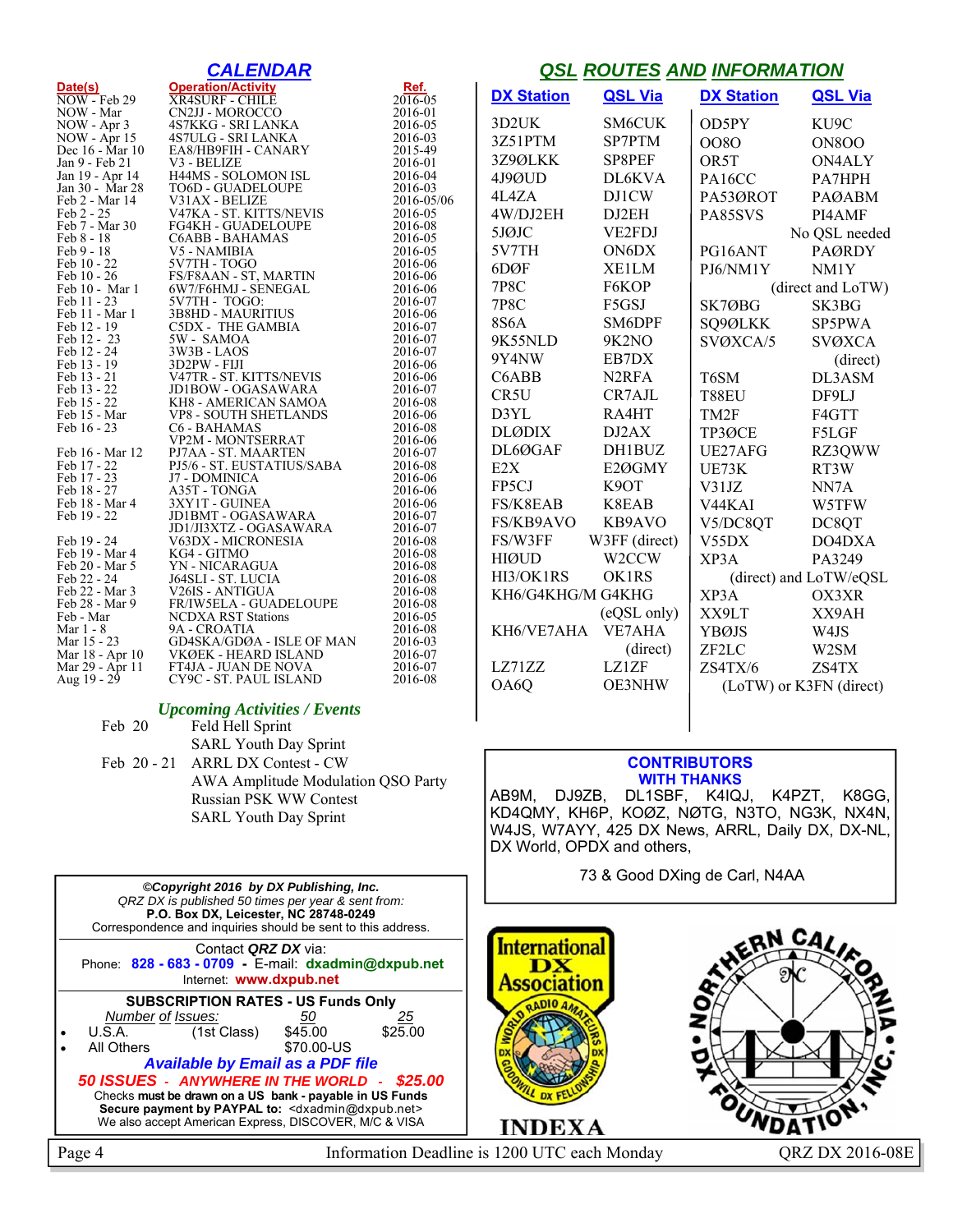## CALENDAR

| Date(s) | Operation/Activity | Ref. |
|---|---|---|
| NOW - Feb 29 | XR4SURF - CHILE | 2016-05 |
| NOW - Mar | CN2JJ - MOROCCO | 2016-01 |
| NOW - Apr 3 | 4S7KKG - SRI LANKA | 2016-05 |
| NOW - Apr 15 | 4S7ULG - SRI LANKA | 2016-03 |
| Dec 16 - Mar 10 | EA8/HB9FIH - CANARY | 2015-49 |
| Jan 9 - Feb 21 | V3 - BELIZE | 2016-01 |
| Jan 19 - Apr 14 | H44MS - SOLOMON ISL | 2016-04 |
| Jan 30 - Mar 28 | TO6D - GUADELOUPE | 2016-03 |
| Feb 2 - Mar 14 | V31AX - BELIZE | 2016-05/06 |
| Feb 2 - 25 | V47KA - ST. KITTS/NEVIS | 2016-05 |
| Feb 7 - Mar 30 | FG4KH - GUADELOUPE | 2016-08 |
| Feb 8 - 15 | C6ABB - BAHAMAS | 2016-05 |
| Feb 9 - 18 | V5 - NAMIBIA | 2016-05 |
| Feb 10 - 22 | 5V7TH - TOGO | 2016-06 |
| Feb 10 - 26 | FS/F8AAN - ST, MARTIN | 2016-06 |
| Feb 10 - Mar 1 | 6W7/F6HMJ - SENEGAL | 2016-06 |
| Feb 11 - 23 | 5V7TH - TOGO: | 2016-07 |
| Feb 11 - Mar 1 | 3B8HD - MAURITIUS | 2016-06 |
| Feb 12 - 19 | C5DX - THE GAMBIA | 2016-07 |
| Feb 12 - 23 | 5W - SAMOA | 2016-07 |
| Feb 12 - 24 | 3W3B - LAOS | 2016-07 |
| Feb 13 - 19 | 3D2PW - FIJI | 2016-06 |
| Feb 13 - 21 | V47TR - ST. KITTS/NEVIS | 2016-06 |
| Feb 13 - 22 | JD1BOW - OGASAWARA | 2016-07 |
| Feb 15 - 22 | KH8 - AMERICAN SAMOA | 2016-08 |
| Feb 15 - Mar | VP8 - SOUTH SHETLANDS | 2016-06 |
| Feb 16 - 23 | C6 - BAHAMAS | 2016-08 |
| | VP2M - MONTSERRAT | 2016-06 |
| Feb 16 - Mar 12 | PJ7AA - ST. MAARTEN | 2016-07 |
| Feb 17 - 22 | PJ5/6 - ST. EUSTATIUS/SABA | 2016-08 |
| Feb 17 - 23 | J7 - DOMINICA | 2016-06 |
| Feb 18 - 27 | A35T - TONGA | 2016-06 |
| Feb 18 - Mar 4 | 3XY1T - GUINEA | 2016-06 |
| Feb 19 - 22 | JD1BMT - OGASAWARA | 2016-07 |
| | JD1/JI3XTZ - OGASAWARA | 2016-07 |
| Feb 19 - 24 | V63DX - MICRONESIA | 2016-08 |
| Feb 19 - Mar 4 | KG4 - GITMO | 2016-08 |
| Feb 20 - Mar 5 | YN - NICARAGUA | 2016-08 |
| Feb 22 - 24 | J64SLI - ST. LUCIA | 2016-08 |
| Feb 22 - Mar 3 | V26IS - ANTIGUA | 2016-08 |
| Feb 28 - Mar 9 | FR/IW5ELA - GUADELOUPE | 2016-08 |
| Feb - Mar | NCDXA RST Stations | 2016-05 |
| Mar 1 - 8 | 9A - CROATIA | 2016-08 |
| Mar 15 - 23 | GD4SKA/GDØA - ISLE OF MAN | 2016-03 |
| Mar 18 - Apr 10 | VKØEK - HEARD ISLAND | 2016-07 |
| Mar 29 - Apr 11 | FT4JA - JUAN DE NOVA | 2016-07 |
| Aug 19 - 29 | CY9C - ST. PAUL ISLAND | 2016-08 |

### *Upcoming Activities / Events*

| | |
|---|---|
| Feb 20 | Feld Hell Sprint |
| | SARL Youth Day Sprint |
| Feb 20 - 21 | ARRL DX Contest - CW |
| | AWA Amplitude Modulation QSO Party |
| | Russian PSK WW Contest |
| | SARL Youth Day Sprint |

## QSL ROUTES AND INFORMATION

| DX Station | QSL Via | DX Station | QSL Via |
|---|---|---|---|
| 3D2UK | SM6CUK | OD5PY | KU9C |
| 3Z51PTM | SP7PTM | OO8O | ON8OO |
| 3Z9ØLKK | SP8PEF | OR5T | ON4ALY |
| 4J9ØUD | DL6KVA | PA16CC | PA7HPH |
| 4L4ZA | DJ1CW | PA53ØROT | PAØABM |
| 4W/DJ2EH | DJ2EH | PA85SVS | PI4AMF |
| 5JØJC | VE2FDJ | | No QSL needed |
| 5V7TH | ON6DX | PG16ANT | PAØRDY |
| 6DØF | XE1LM | PJ6/NM1Y | NM1Y |
| 7P8C | F6KOP | | (direct and LoTW) |
| 7P8C | F5GSJ | SK7ØBG | SK3BG |
| 8S6A | SM6DPF | SQ9ØLKK | SP5PWA |
| 9K55NLD | 9K2NO | SVØXCA/5 | SVØXCA |
| 9Y4NW | EB7DX | | (direct) |
| C6ABB | N2RFA | T6SM | DL3ASM |
| CR5U | CR7AJL | T88EU | DF9LJ |
| D3YL | RA4HT | TM2F | F4GTT |
| DLØDIX | DJ2AX | TP3ØCE | F5LGF |
| DL6ØGAF | DH1BUZ | UE27AFG | RZ3QWW |
| E2X | E2ØGMY | UE73K | RT3W |
| FP5CJ | K9OT | V31JZ | NN7A |
| FS/K8EAB | K8EAB | V44KAI | W5TFW |
| FS/KB9AVO | KB9AVO | V5/DC8QT | DC8QT |
| FS/W3FF | W3FF (direct) | V55DX | DO4DXA |
| HIØUD | W2CCW | XP3A | PA3249 |
| HI3/OK1RS | OK1RS | | (direct) and LoTW/eQSL |
| KH6/G4KHG/M | G4KHG | XP3A | OX3XR |
| | (eQSL only) | XX9LT | XX9AH |
| KH6/VE7AHA | VE7AHA | YBØJS | W4JS |
| | (direct) | ZF2LC | W2SM |
| LZ71ZZ | LZ1ZF | ZS4TX/6 | ZS4TX |
| OA6Q | OE3NHW | | (LoTW) or K3FN (direct) |

### CONTRIBUTORS WITH THANKS

AB9M, DJ9ZB, DL1SBF, K4IQJ, K4PZT, K8GG, KD4QMY, KH6P, KOØZ, NØTG, N3TO, NG3K, NX4N, W4JS, W7AYY, 425 DX News, ARRL, Daily DX, DX-NL, DX World, OPDX and others,

73 & Good DXing de Carl, N4AA

---

***©Copyright 2016 by DX Publishing, Inc.***
*QRZ DX is published 50 times per year & sent from:*
**P.O. Box DX, Leicester, NC 28748-0249**
Correspondence and inquiries should be sent to this address.

Contact ***QRZ DX*** via:
Phone: **828 - 683 - 0709** - E-mail: **dxadmin@dxpub.net**
Internet: **www.dxpub.net**

**SUBSCRIPTION RATES - US Funds Only**

| Number of Issues: | | 50 | 25 |
|---|---|---|---|
| • U.S.A. | (1st Class) | $45.00 | $25.00 |
| • All Others | | $70.00-US | |

***Available by Email as a PDF file***
***50 ISSUES - ANYWHERE IN THE WORLD - $25.00***
Checks **must be drawn on a US bank - payable in US Funds**
**Secure payment by PAYPAL to:** <dxadmin@dxpub.net>
We also accept American Express, DISCOVER, M/C & VISA

International DX Association — World Radio Amateurs DX Goodwill DX Fellowship — INDEXA

Northern California DX Foundation, Inc. — NC

Information Deadline is 1200 UTC each Monday